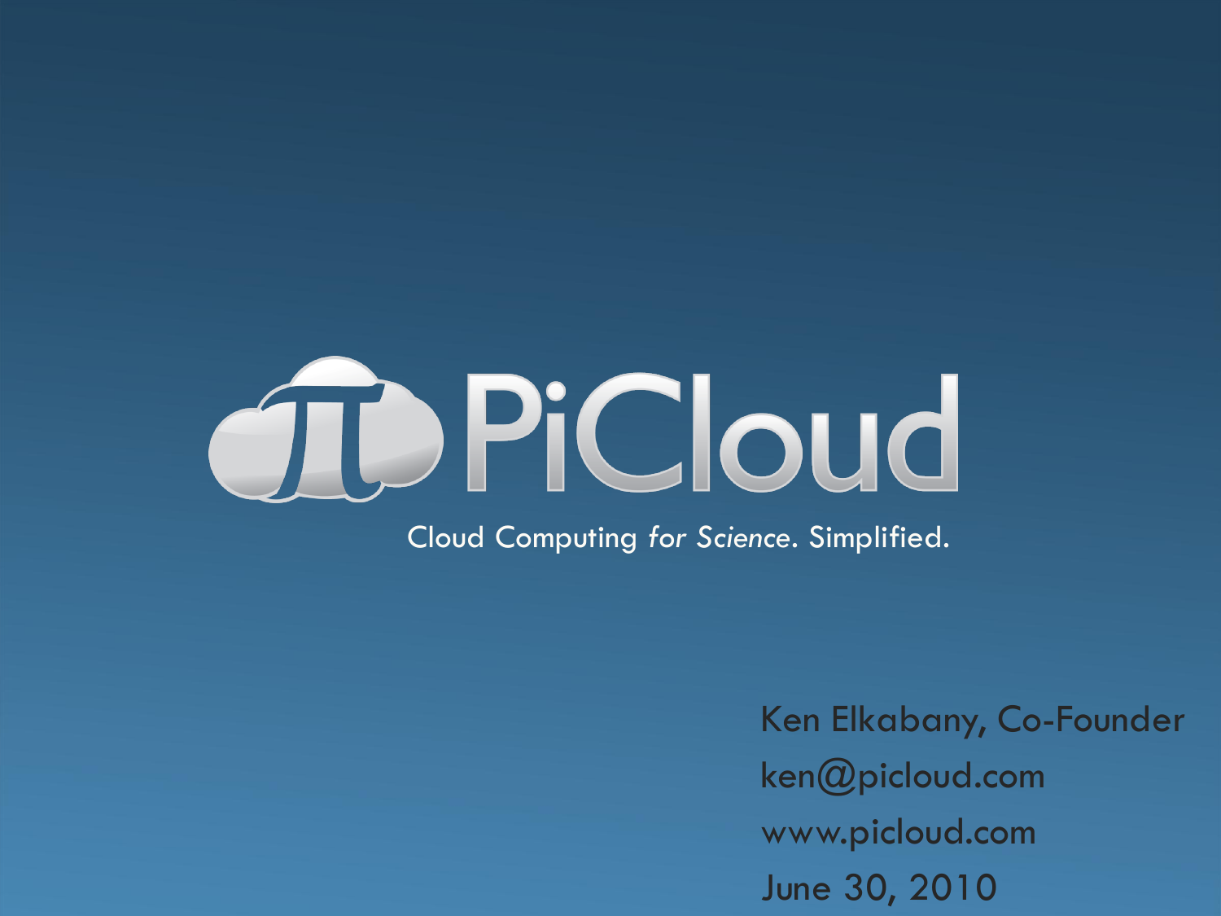# PiCloud

Cloud Computing *for Science*. Simplified.

Ken Elkabany, Co-Founder

ken@picloud.com

www.picloud.com

June 30, 2010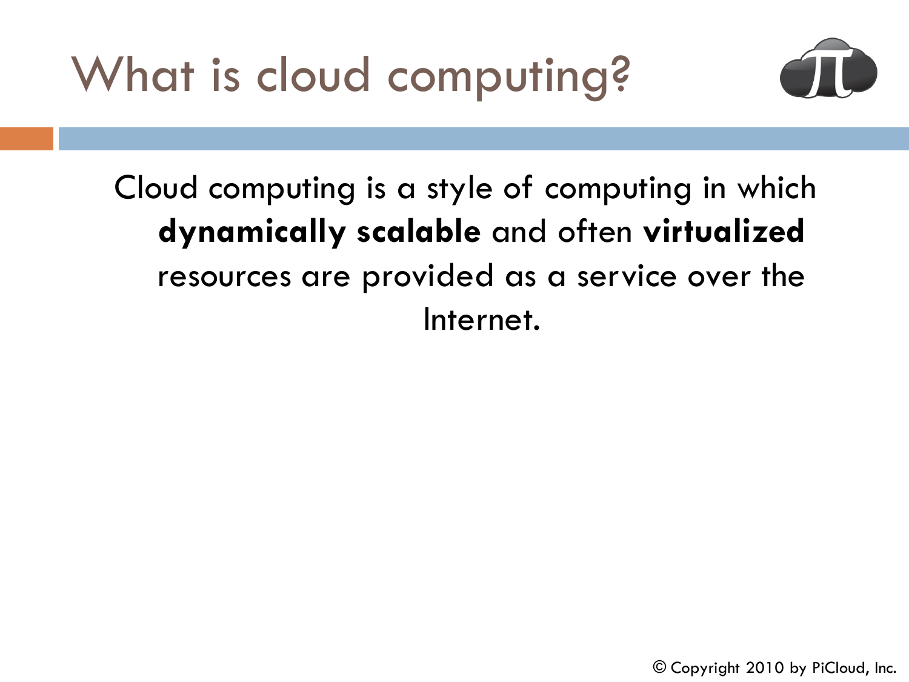# What is cloud computing?

Cloud computing is a style of computing in which **dynamically scalable** and often **virtualized** resources are provided as a service over the Internet.

© Copyright 2010 by PiCloud, Inc.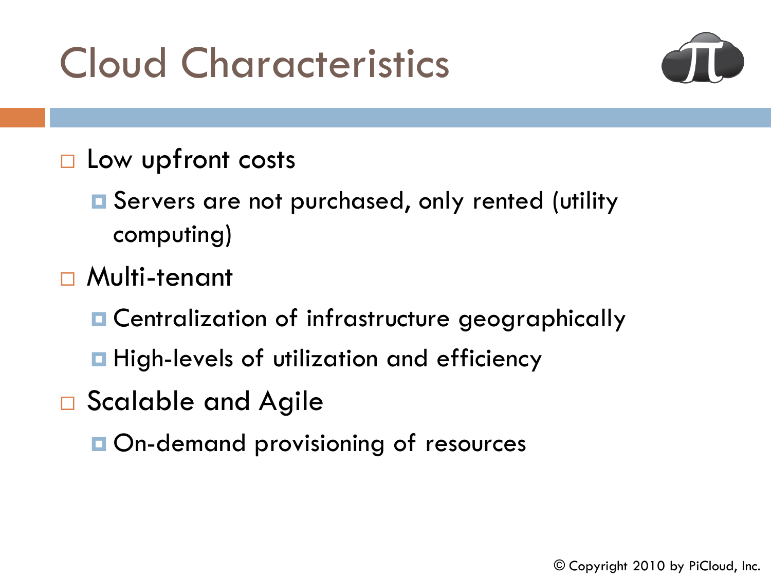# Cloud Characteristics

- Low upfront costs
  - Servers are not purchased, only rented (utility computing)
- Multi-tenant
  - Centralization of infrastructure geographically
  - High-levels of utilization and efficiency
- Scalable and Agile
  - On-demand provisioning of resources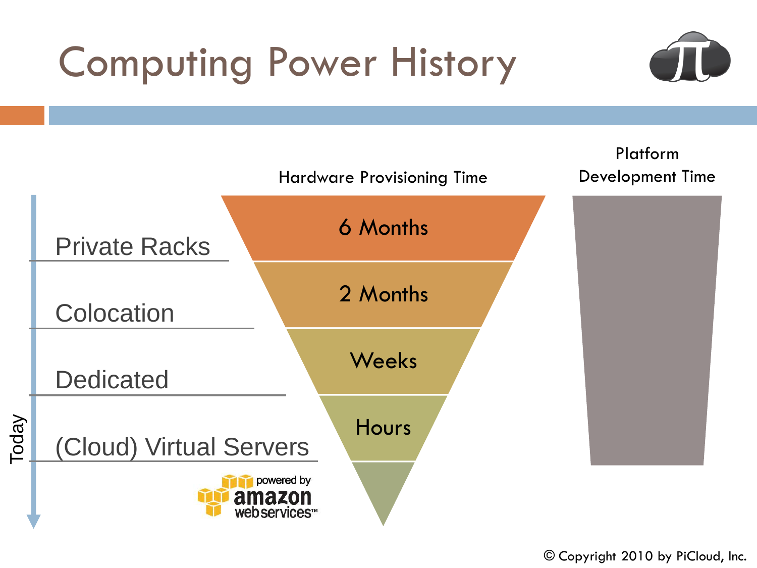# Computing Power History

| | Hardware Provisioning Time |
|---|---|
| Private Racks | 6 Months |
| Colocation | 2 Months |
| Dedicated | Weeks |
| (Cloud) Virtual Servers | Hours |

Platform Development Time

Today

powered by amazon web services™

© Copyright 2010 by PiCloud, Inc.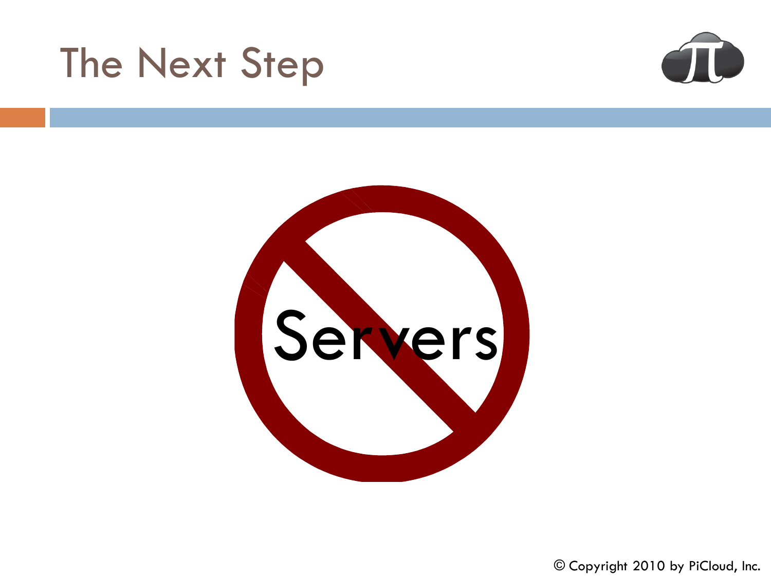# The Next Step

Servers

© Copyright 2010 by PiCloud, Inc.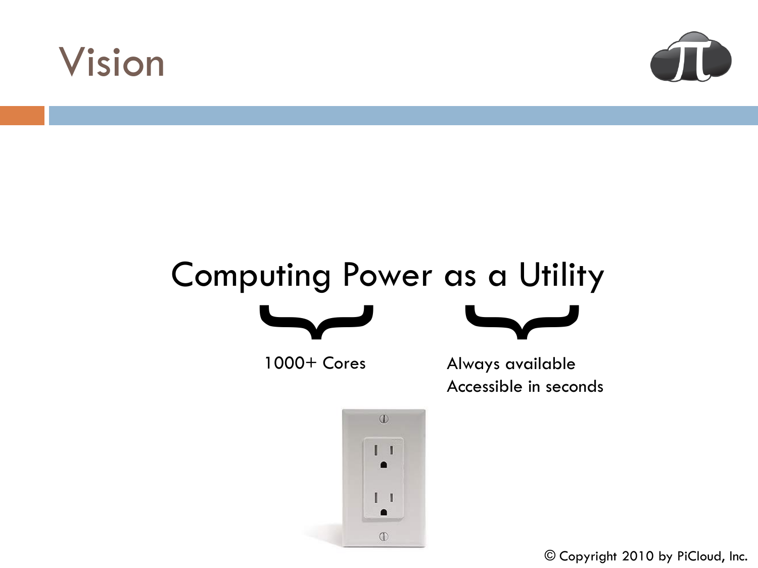# Vision

Computing Power as a Utility

1000+ Cores

Always available
Accessible in seconds

© Copyright 2010 by PiCloud, Inc.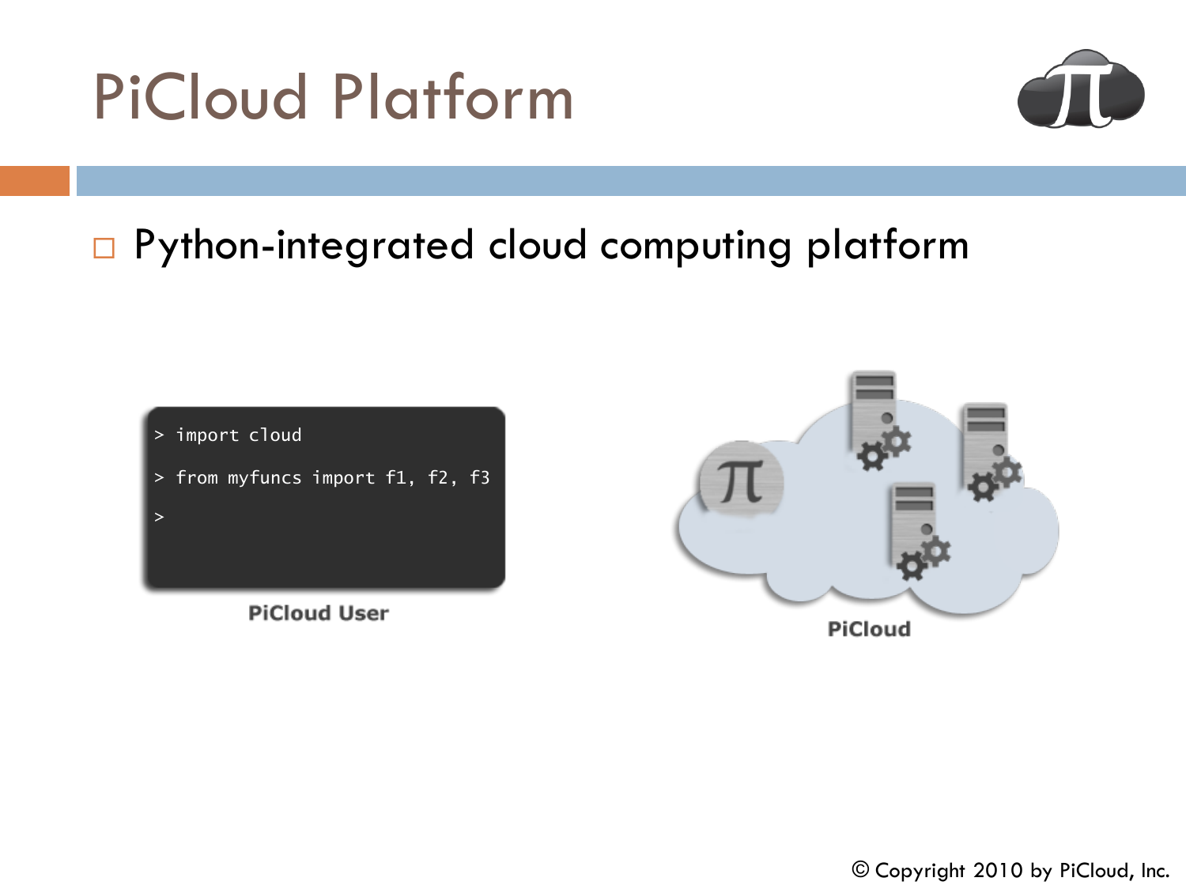# PiCloud Platform

- Python-integrated cloud computing platform

```
> import cloud
> from myfuncs import f1, f2, f3
>
```

PiCloud User

PiCloud

© Copyright 2010 by PiCloud, Inc.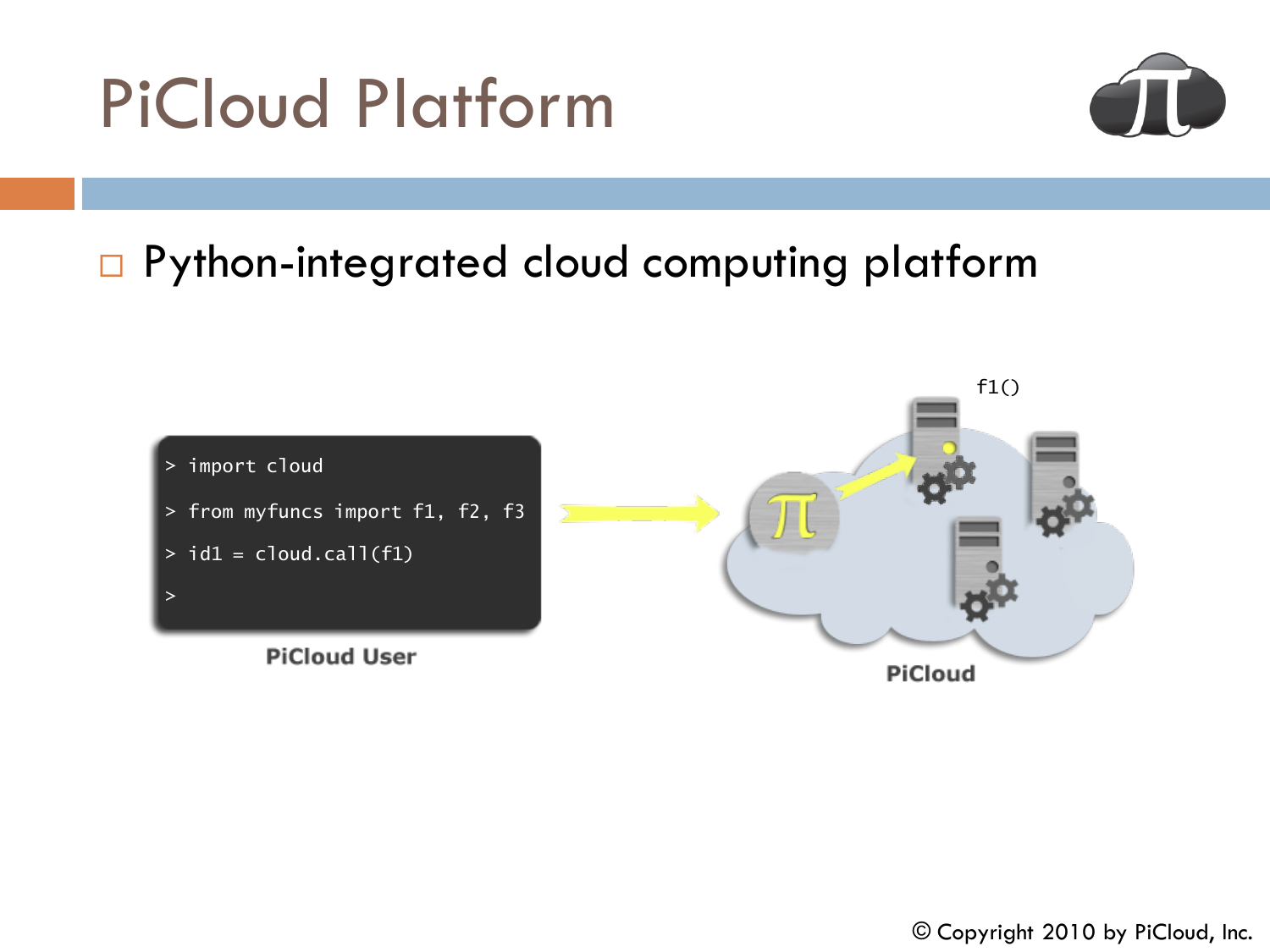# PiCloud Platform

- Python-integrated cloud computing platform

```
> import cloud
> from myfuncs import f1, f2, f3
> id1 = cloud.call(f1)
>
```

PiCloud User

f1()

PiCloud

© Copyright 2010 by PiCloud, Inc.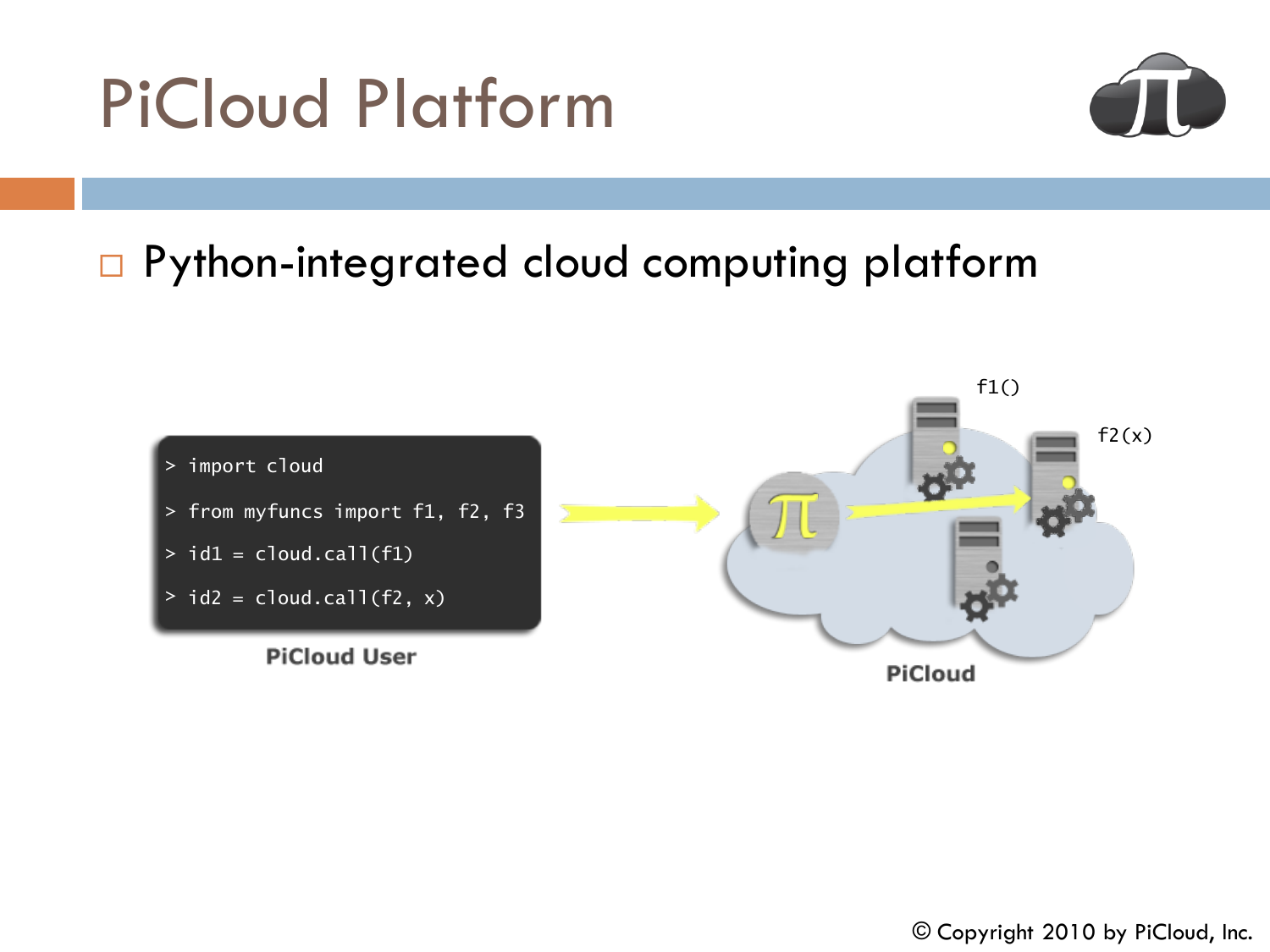# PiCloud Platform

- Python-integrated cloud computing platform

```
> import cloud
> from myfuncs import f1, f2, f3
> id1 = cloud.call(f1)
> id2 = cloud.call(f2, x)
```

PiCloud User

f1()

f2(x)

PiCloud

© Copyright 2010 by PiCloud, Inc.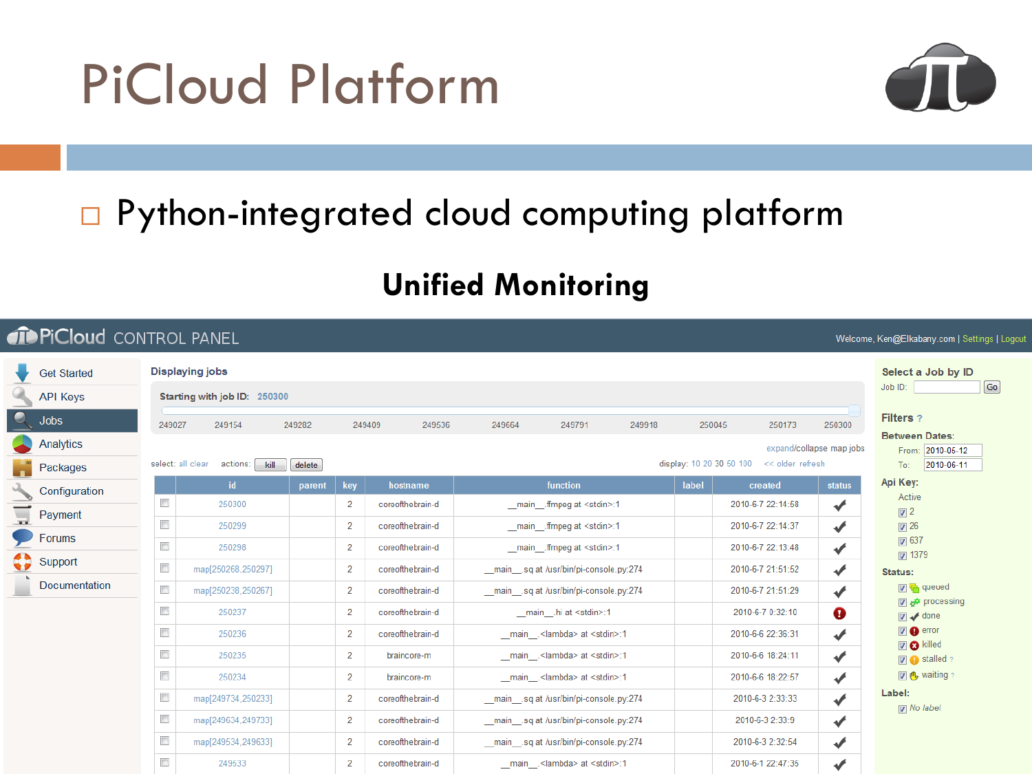# PiCloud Platform

- Python-integrated cloud computing platform

## Unified Monitoring

PiCloud CONTROL PANEL

Welcome, Ken@Elkabany.com | Settings | Logout

- Get Started
- API Keys
- Jobs
- Analytics
- Packages
- Configuration
- Payment
- Forums
- Support
- Documentation

**Displaying jobs**

Starting with job ID: 250300

249027 249154 249282 249409 249536 249664 249791 249918 250045 250173 250300

expand/collapse map jobs

select: all clear actions: kill delete display: 10 20 30 50 100 << older refresh

| | id | parent | key | hostname | function | label | created | status |
|---|---|---|---|---|---|---|---|---|
| | 250300 | | 2 | coreofthebrain-d | __main__.ffmpeg at <stdin>:1 | | 2010-6-7 22:14:58 | ✔ |
| | 250299 | | 2 | coreofthebrain-d | __main__.ffmpeg at <stdin>:1 | | 2010-6-7 22:14:37 | ✔ |
| | 250298 | | 2 | coreofthebrain-d | __main__.ffmpeg at <stdin>:1 | | 2010-6-7 22:13:48 | ✔ |
| | map[250268,250297] | | 2 | coreofthebrain-d | __main__.sq at /usr/bin/pi-console.py:274 | | 2010-6-7 21:51:52 | ✔ |
| | map[250238,250267] | | 2 | coreofthebrain-d | __main__.sq at /usr/bin/pi-console.py:274 | | 2010-6-7 21:51:29 | ✔ |
| | 250237 | | 2 | coreofthebrain-d | __main__.hi at <stdin>:1 | | 2010-6-7 0:32:10 | ! |
| | 250236 | | 2 | coreofthebrain-d | __main__.<lambda> at <stdin>:1 | | 2010-6-6 22:36:31 | ✔ |
| | 250235 | | 2 | braincore-m | __main__.<lambda> at <stdin>:1 | | 2010-6-6 18:24:11 | ✔ |
| | 250234 | | 2 | braincore-m | __main__.<lambda> at <stdin>:1 | | 2010-6-6 18:22:57 | ✔ |
| | map[249734,250233] | | 2 | coreofthebrain-d | __main__.sq at /usr/bin/pi-console.py:274 | | 2010-6-3 2:33:33 | ✔ |
| | map[249634,249733] | | 2 | coreofthebrain-d | __main__.sq at /usr/bin/pi-console.py:274 | | 2010-6-3 2:33:9 | ✔ |
| | map[249534,249633] | | 2 | coreofthebrain-d | __main__.sq at /usr/bin/pi-console.py:274 | | 2010-6-3 2:32:54 | ✔ |
| | 249533 | | 2 | coreofthebrain-d | __main__.<lambda> at <stdin>:1 | | 2010-6-1 22:47:35 | ✔ |

**Select a Job by ID**

Job ID: [ ] Go

**Filters** ?

Between Dates:
From: 2010-05-12
To: 2010-06-11

Api Key:
Active
- [x] 2
- [x] 26
- [x] 637
- [x] 1379

Status:
- [x] queued
- [x] processing
- [x] done
- [x] error
- [x] killed
- [x] stalled ?
- [x] waiting ?

Label:
- [x] *No label*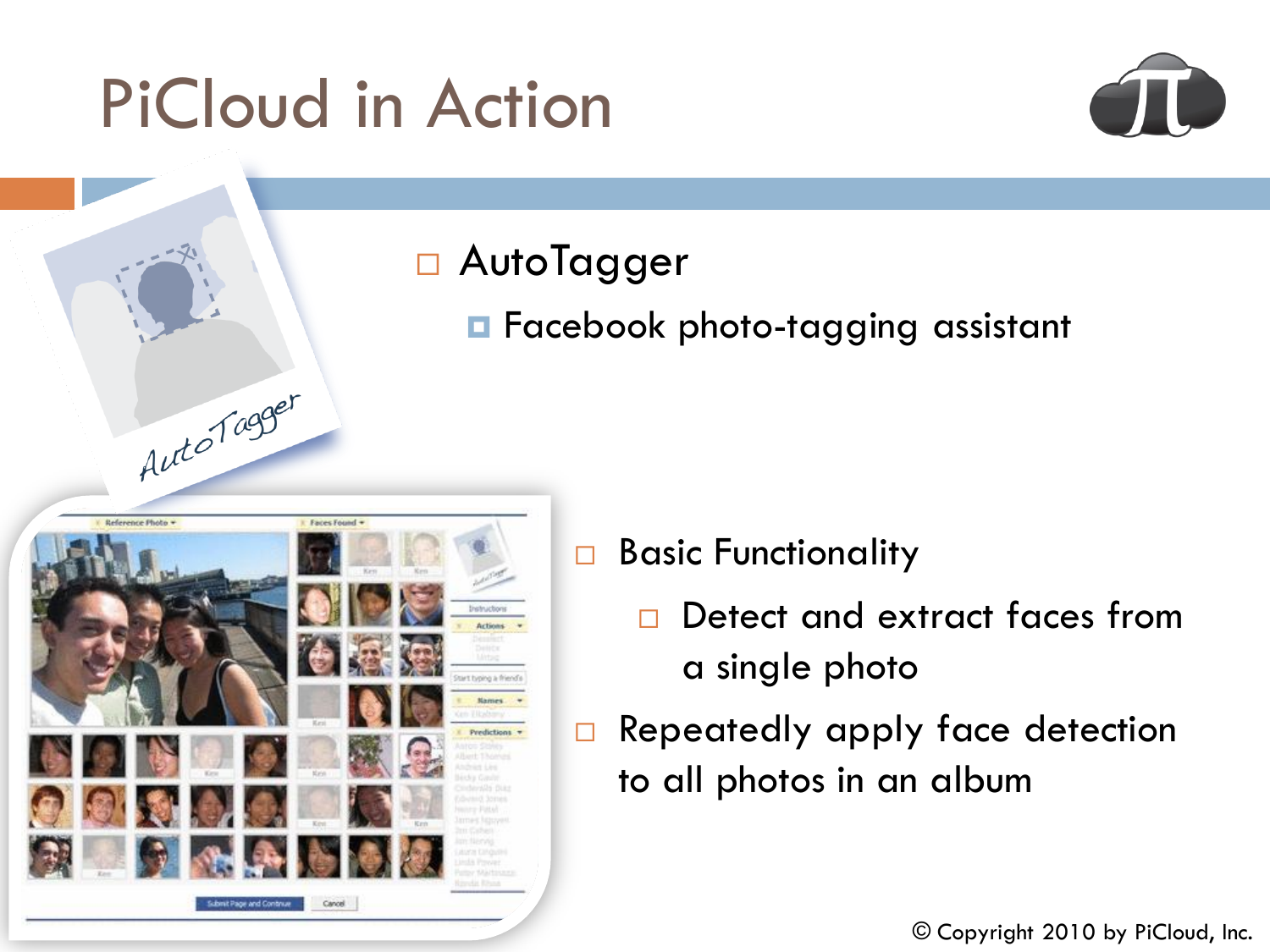# PiCloud in Action

- AutoTagger
  - Facebook photo-tagging assistant

- Basic Functionality
  - Detect and extract faces from a single photo
- Repeatedly apply face detection to all photos in an album

© Copyright 2010 by PiCloud, Inc.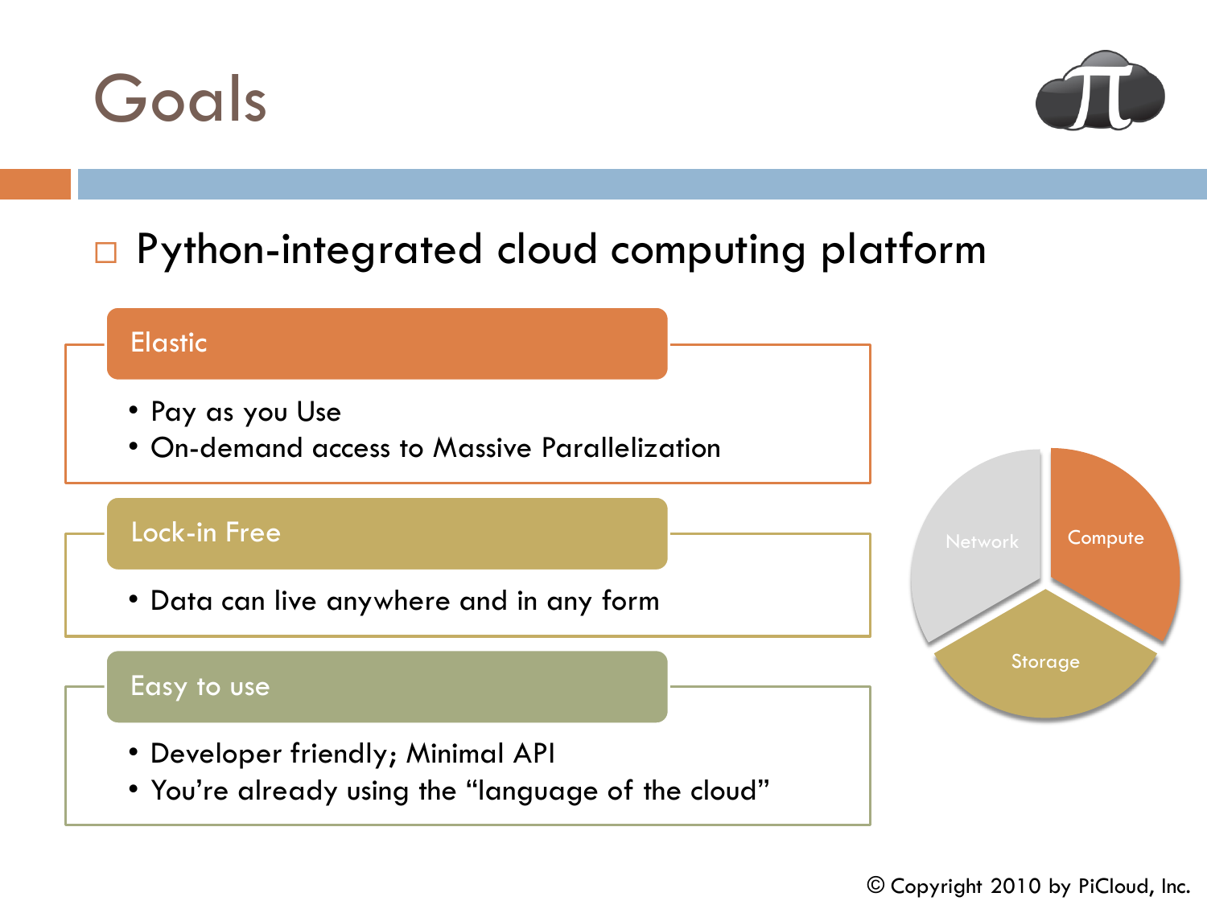# Goals

- Python-integrated cloud computing platform

## Elastic

- Pay as you Use
- On-demand access to Massive Parallelization

## Lock-in Free

- Data can live anywhere and in any form

## Easy to use

- Developer friendly; Minimal API
- You're already using the "language of the cloud"

Network

Compute

Storage

© Copyright 2010 by PiCloud, Inc.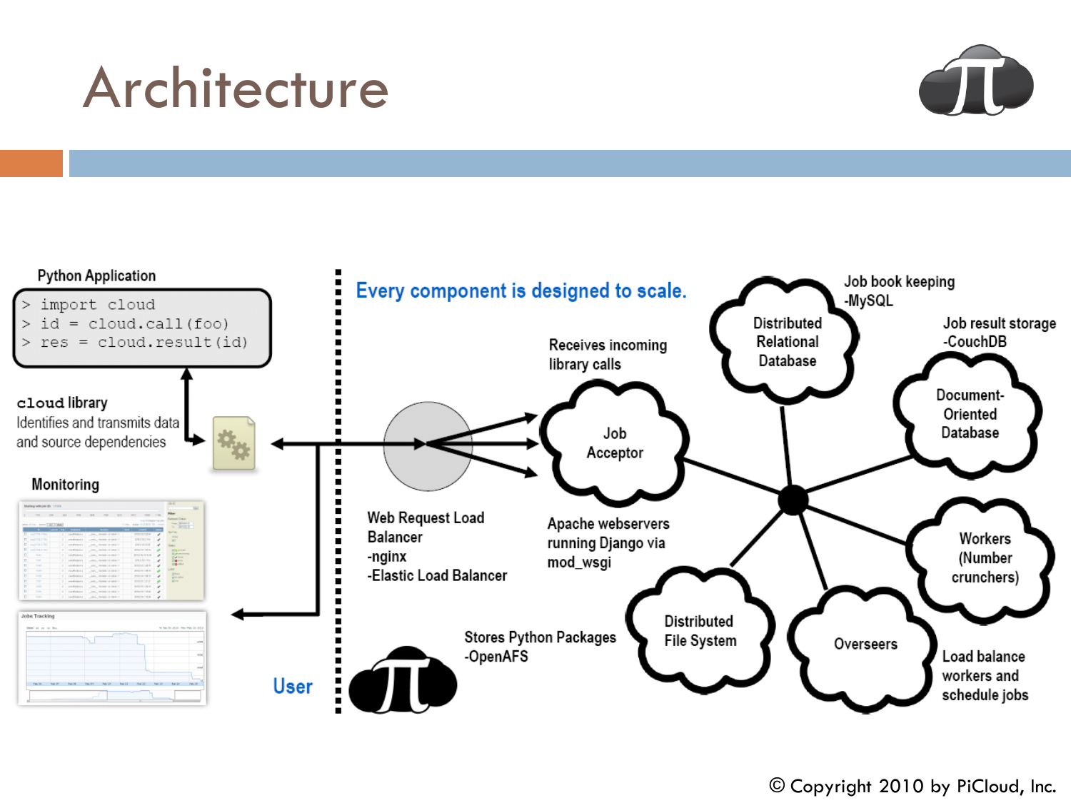# Architecture

**Python Application**

```
> import cloud
> id = cloud.call(foo)
> res = cloud.result(id)
```

`cloud` library
Identifies and transmits data and source dependencies

Monitoring

User

Every component is designed to scale.

Receives incoming library calls

Job Acceptor

Web Request Load Balancer
-nginx
-Elastic Load Balancer

Apache webservers running Django via mod_wsgi

Distributed Relational Database

Job book keeping
-MySQL

Job result storage
-CouchDB

Document-Oriented Database

Workers (Number crunchers)

Overseers

Load balance workers and schedule jobs

Distributed File System

Stores Python Packages
-OpenAFS

© Copyright 2010 by PiCloud, Inc.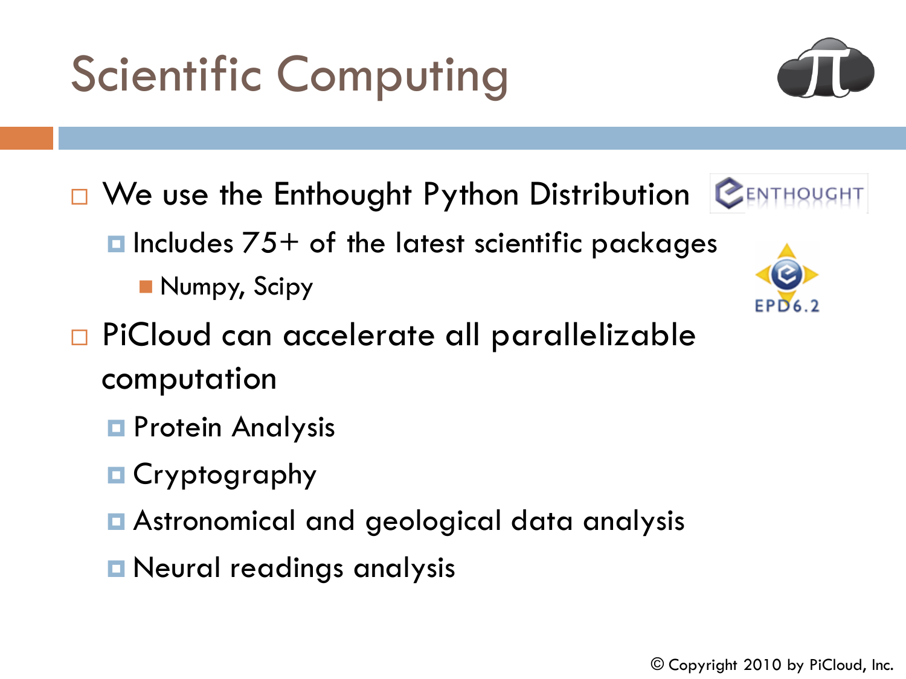# Scientific Computing

- We use the Enthought Python Distribution
  - Includes 75+ of the latest scientific packages
    - Numpy, Scipy
- PiCloud can accelerate all parallelizable computation
  - Protein Analysis
  - Cryptography
  - Astronomical and geological data analysis
  - Neural readings analysis

© Copyright 2010 by PiCloud, Inc.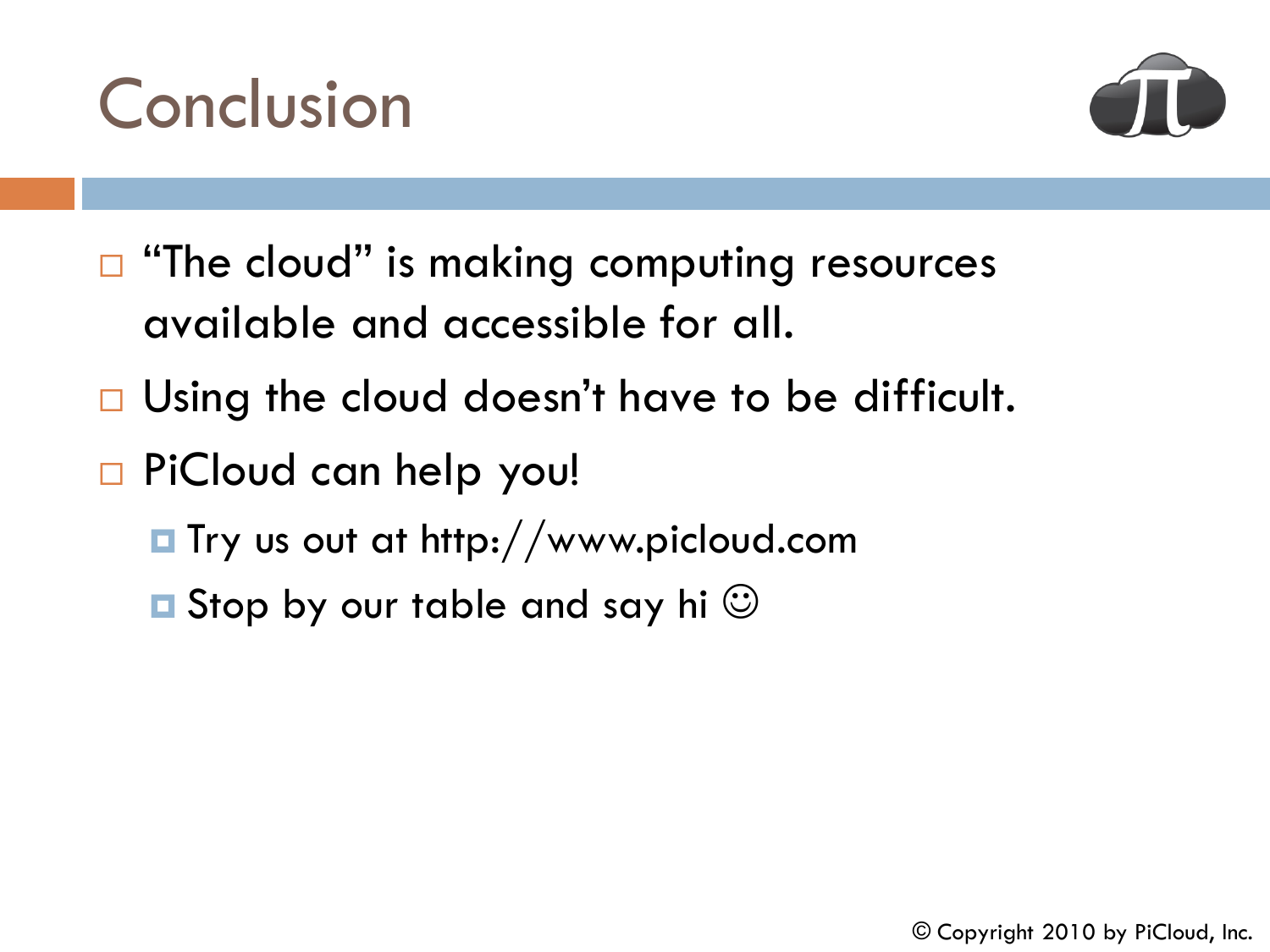# Conclusion

- "The cloud" is making computing resources available and accessible for all.
- Using the cloud doesn't have to be difficult.
- PiCloud can help you!
  - Try us out at http://www.picloud.com
  - Stop by our table and say hi ☺

© Copyright 2010 by PiCloud, Inc.